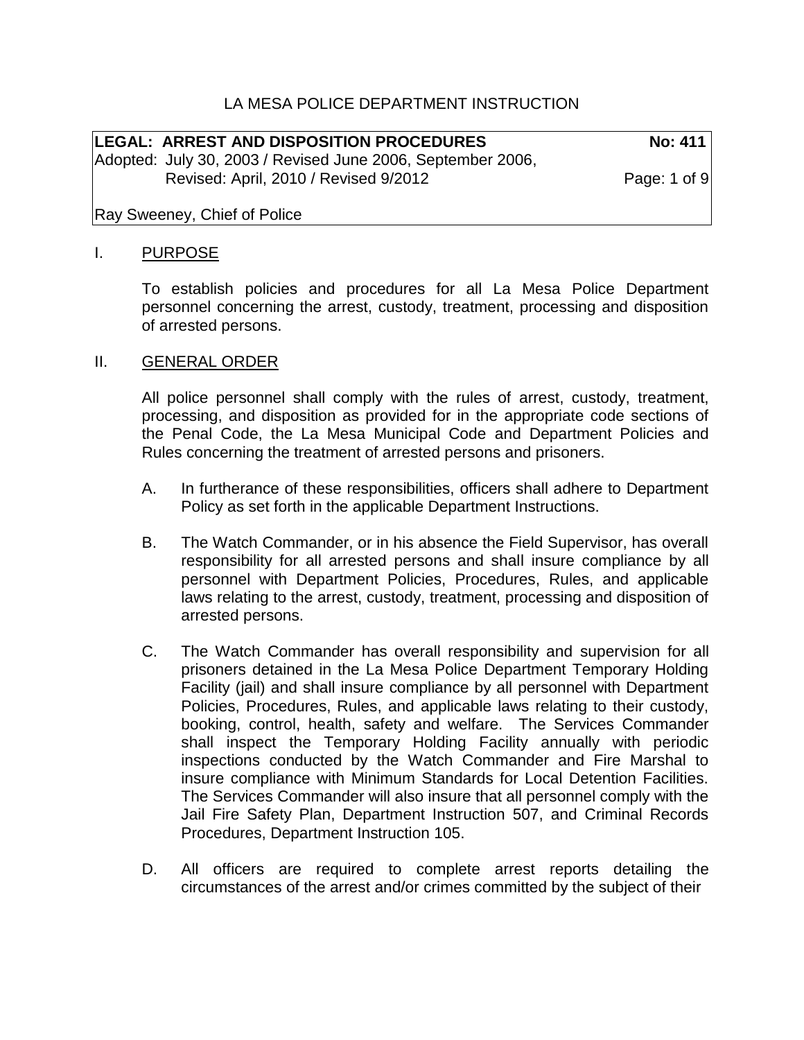# LA MESA POLICE DEPARTMENT INSTRUCTION

| **LEGAL: ARREST AND DISPOSITION PROCEDURES** | **No: 411** |
|---|---|
| Adopted: July 30, 2003 / Revised June 2006, September 2006, Revised: April, 2010 / Revised 9/2012 | Page: 1 of 9 |
| Ray Sweeney, Chief of Police | |

## I. PURPOSE

To establish policies and procedures for all La Mesa Police Department personnel concerning the arrest, custody, treatment, processing and disposition of arrested persons.

## II. GENERAL ORDER

All police personnel shall comply with the rules of arrest, custody, treatment, processing, and disposition as provided for in the appropriate code sections of the Penal Code, the La Mesa Municipal Code and Department Policies and Rules concerning the treatment of arrested persons and prisoners.

A. In furtherance of these responsibilities, officers shall adhere to Department Policy as set forth in the applicable Department Instructions.

B. The Watch Commander, or in his absence the Field Supervisor, has overall responsibility for all arrested persons and shall insure compliance by all personnel with Department Policies, Procedures, Rules, and applicable laws relating to the arrest, custody, treatment, processing and disposition of arrested persons.

C. The Watch Commander has overall responsibility and supervision for all prisoners detained in the La Mesa Police Department Temporary Holding Facility (jail) and shall insure compliance by all personnel with Department Policies, Procedures, Rules, and applicable laws relating to their custody, booking, control, health, safety and welfare. The Services Commander shall inspect the Temporary Holding Facility annually with periodic inspections conducted by the Watch Commander and Fire Marshal to insure compliance with Minimum Standards for Local Detention Facilities. The Services Commander will also insure that all personnel comply with the Jail Fire Safety Plan, Department Instruction 507, and Criminal Records Procedures, Department Instruction 105.

D. All officers are required to complete arrest reports detailing the circumstances of the arrest and/or crimes committed by the subject of their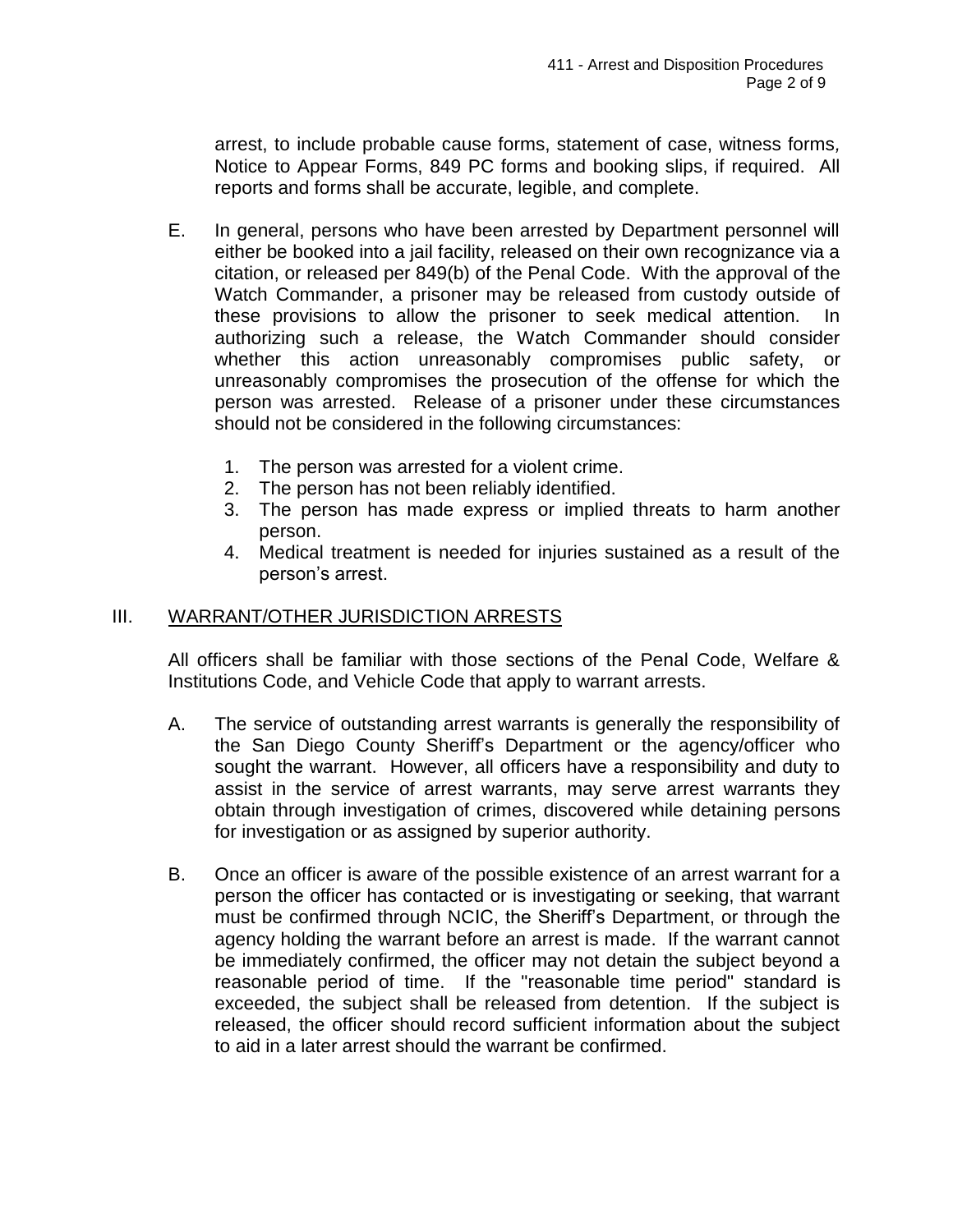arrest, to include probable cause forms, statement of case, witness forms, Notice to Appear Forms, 849 PC forms and booking slips, if required. All reports and forms shall be accurate, legible, and complete.

E. In general, persons who have been arrested by Department personnel will either be booked into a jail facility, released on their own recognizance via a citation, or released per 849(b) of the Penal Code. With the approval of the Watch Commander, a prisoner may be released from custody outside of these provisions to allow the prisoner to seek medical attention. In authorizing such a release, the Watch Commander should consider whether this action unreasonably compromises public safety, or unreasonably compromises the prosecution of the offense for which the person was arrested. Release of a prisoner under these circumstances should not be considered in the following circumstances:

   1. The person was arrested for a violent crime.
   2. The person has not been reliably identified.
   3. The person has made express or implied threats to harm another person.
   4. Medical treatment is needed for injuries sustained as a result of the person's arrest.

## III. WARRANT/OTHER JURISDICTION ARRESTS

All officers shall be familiar with those sections of the Penal Code, Welfare & Institutions Code, and Vehicle Code that apply to warrant arrests.

A. The service of outstanding arrest warrants is generally the responsibility of the San Diego County Sheriff's Department or the agency/officer who sought the warrant. However, all officers have a responsibility and duty to assist in the service of arrest warrants, may serve arrest warrants they obtain through investigation of crimes, discovered while detaining persons for investigation or as assigned by superior authority.

B. Once an officer is aware of the possible existence of an arrest warrant for a person the officer has contacted or is investigating or seeking, that warrant must be confirmed through NCIC, the Sheriff's Department, or through the agency holding the warrant before an arrest is made. If the warrant cannot be immediately confirmed, the officer may not detain the subject beyond a reasonable period of time. If the "reasonable time period" standard is exceeded, the subject shall be released from detention. If the subject is released, the officer should record sufficient information about the subject to aid in a later arrest should the warrant be confirmed.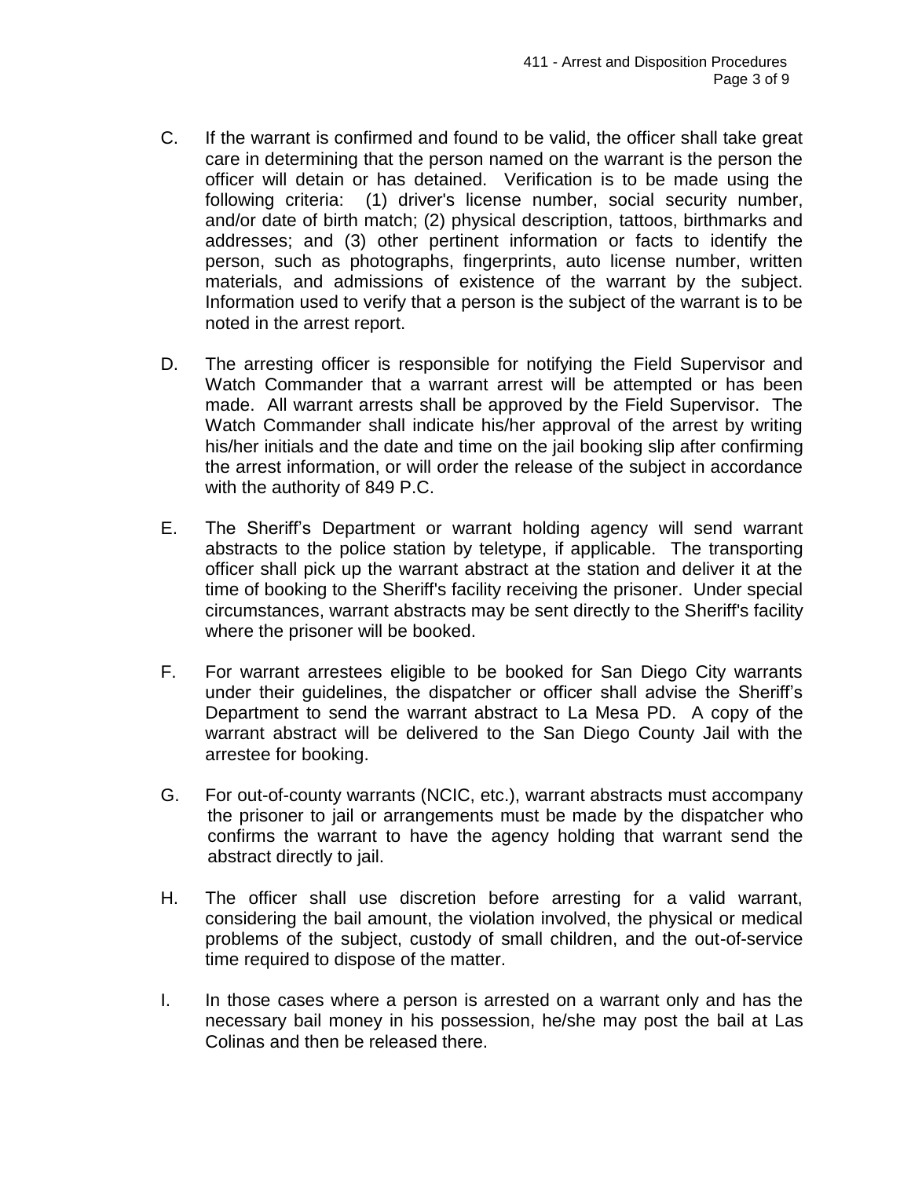C. If the warrant is confirmed and found to be valid, the officer shall take great care in determining that the person named on the warrant is the person the officer will detain or has detained. Verification is to be made using the following criteria: (1) driver's license number, social security number, and/or date of birth match; (2) physical description, tattoos, birthmarks and addresses; and (3) other pertinent information or facts to identify the person, such as photographs, fingerprints, auto license number, written materials, and admissions of existence of the warrant by the subject. Information used to verify that a person is the subject of the warrant is to be noted in the arrest report.

D. The arresting officer is responsible for notifying the Field Supervisor and Watch Commander that a warrant arrest will be attempted or has been made. All warrant arrests shall be approved by the Field Supervisor. The Watch Commander shall indicate his/her approval of the arrest by writing his/her initials and the date and time on the jail booking slip after confirming the arrest information, or will order the release of the subject in accordance with the authority of 849 P.C.

E. The Sheriff's Department or warrant holding agency will send warrant abstracts to the police station by teletype, if applicable. The transporting officer shall pick up the warrant abstract at the station and deliver it at the time of booking to the Sheriff's facility receiving the prisoner. Under special circumstances, warrant abstracts may be sent directly to the Sheriff's facility where the prisoner will be booked.

F. For warrant arrestees eligible to be booked for San Diego City warrants under their guidelines, the dispatcher or officer shall advise the Sheriff's Department to send the warrant abstract to La Mesa PD. A copy of the warrant abstract will be delivered to the San Diego County Jail with the arrestee for booking.

G. For out-of-county warrants (NCIC, etc.), warrant abstracts must accompany the prisoner to jail or arrangements must be made by the dispatcher who confirms the warrant to have the agency holding that warrant send the abstract directly to jail.

H. The officer shall use discretion before arresting for a valid warrant, considering the bail amount, the violation involved, the physical or medical problems of the subject, custody of small children, and the out-of-service time required to dispose of the matter.

I. In those cases where a person is arrested on a warrant only and has the necessary bail money in his possession, he/she may post the bail at Las Colinas and then be released there.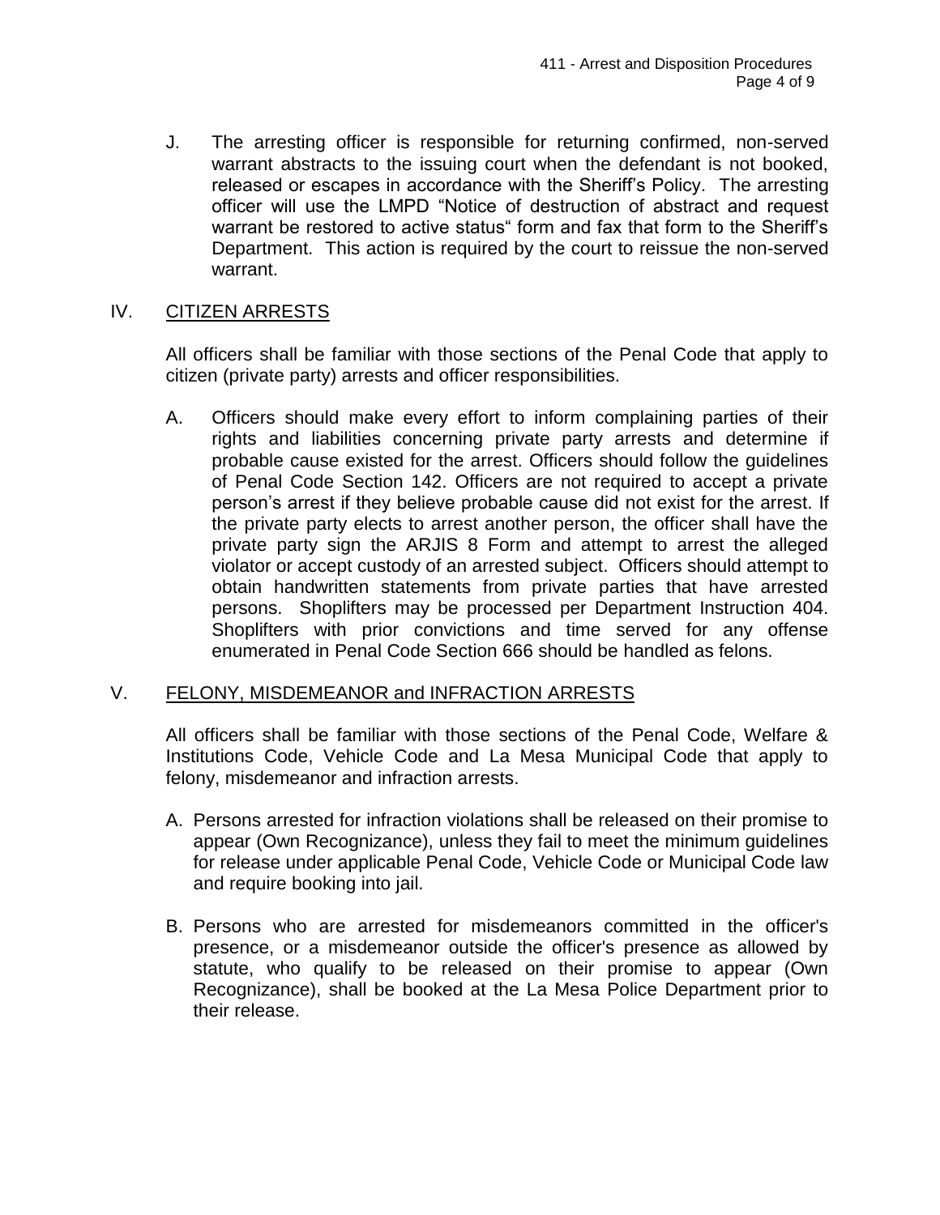J. The arresting officer is responsible for returning confirmed, non-served warrant abstracts to the issuing court when the defendant is not booked, released or escapes in accordance with the Sheriff's Policy. The arresting officer will use the LMPD "Notice of destruction of abstract and request warrant be restored to active status" form and fax that form to the Sheriff's Department. This action is required by the court to reissue the non-served warrant.

## IV. CITIZEN ARRESTS

All officers shall be familiar with those sections of the Penal Code that apply to citizen (private party) arrests and officer responsibilities.

A. Officers should make every effort to inform complaining parties of their rights and liabilities concerning private party arrests and determine if probable cause existed for the arrest. Officers should follow the guidelines of Penal Code Section 142. Officers are not required to accept a private person's arrest if they believe probable cause did not exist for the arrest. If the private party elects to arrest another person, the officer shall have the private party sign the ARJIS 8 Form and attempt to arrest the alleged violator or accept custody of an arrested subject. Officers should attempt to obtain handwritten statements from private parties that have arrested persons. Shoplifters may be processed per Department Instruction 404. Shoplifters with prior convictions and time served for any offense enumerated in Penal Code Section 666 should be handled as felons.

## V. FELONY, MISDEMEANOR and INFRACTION ARRESTS

All officers shall be familiar with those sections of the Penal Code, Welfare & Institutions Code, Vehicle Code and La Mesa Municipal Code that apply to felony, misdemeanor and infraction arrests.

A. Persons arrested for infraction violations shall be released on their promise to appear (Own Recognizance), unless they fail to meet the minimum guidelines for release under applicable Penal Code, Vehicle Code or Municipal Code law and require booking into jail.

B. Persons who are arrested for misdemeanors committed in the officer's presence, or a misdemeanor outside the officer's presence as allowed by statute, who qualify to be released on their promise to appear (Own Recognizance), shall be booked at the La Mesa Police Department prior to their release.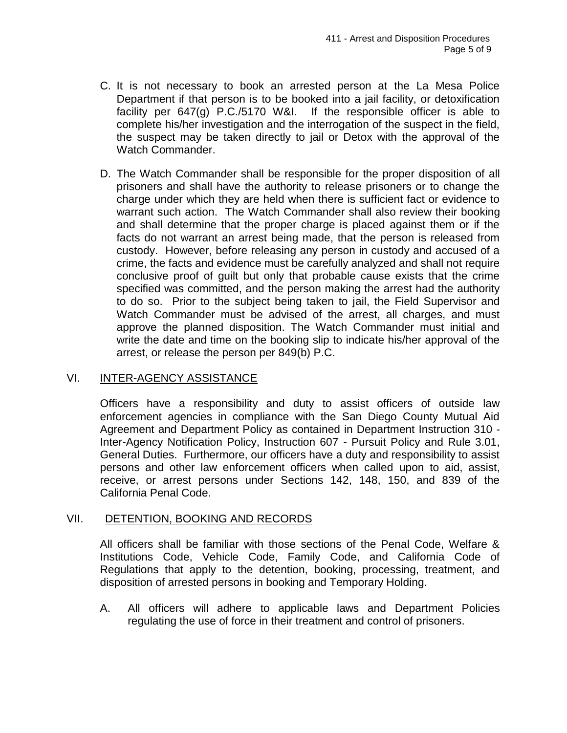C. It is not necessary to book an arrested person at the La Mesa Police Department if that person is to be booked into a jail facility, or detoxification facility per 647(g) P.C./5170 W&I. If the responsible officer is able to complete his/her investigation and the interrogation of the suspect in the field, the suspect may be taken directly to jail or Detox with the approval of the Watch Commander.

D. The Watch Commander shall be responsible for the proper disposition of all prisoners and shall have the authority to release prisoners or to change the charge under which they are held when there is sufficient fact or evidence to warrant such action. The Watch Commander shall also review their booking and shall determine that the proper charge is placed against them or if the facts do not warrant an arrest being made, that the person is released from custody. However, before releasing any person in custody and accused of a crime, the facts and evidence must be carefully analyzed and shall not require conclusive proof of guilt but only that probable cause exists that the crime specified was committed, and the person making the arrest had the authority to do so. Prior to the subject being taken to jail, the Field Supervisor and Watch Commander must be advised of the arrest, all charges, and must approve the planned disposition. The Watch Commander must initial and write the date and time on the booking slip to indicate his/her approval of the arrest, or release the person per 849(b) P.C.

## VI. INTER-AGENCY ASSISTANCE

Officers have a responsibility and duty to assist officers of outside law enforcement agencies in compliance with the San Diego County Mutual Aid Agreement and Department Policy as contained in Department Instruction 310 - Inter-Agency Notification Policy, Instruction 607 - Pursuit Policy and Rule 3.01, General Duties. Furthermore, our officers have a duty and responsibility to assist persons and other law enforcement officers when called upon to aid, assist, receive, or arrest persons under Sections 142, 148, 150, and 839 of the California Penal Code.

## VII. DETENTION, BOOKING AND RECORDS

All officers shall be familiar with those sections of the Penal Code, Welfare & Institutions Code, Vehicle Code, Family Code, and California Code of Regulations that apply to the detention, booking, processing, treatment, and disposition of arrested persons in booking and Temporary Holding.

A. All officers will adhere to applicable laws and Department Policies regulating the use of force in their treatment and control of prisoners.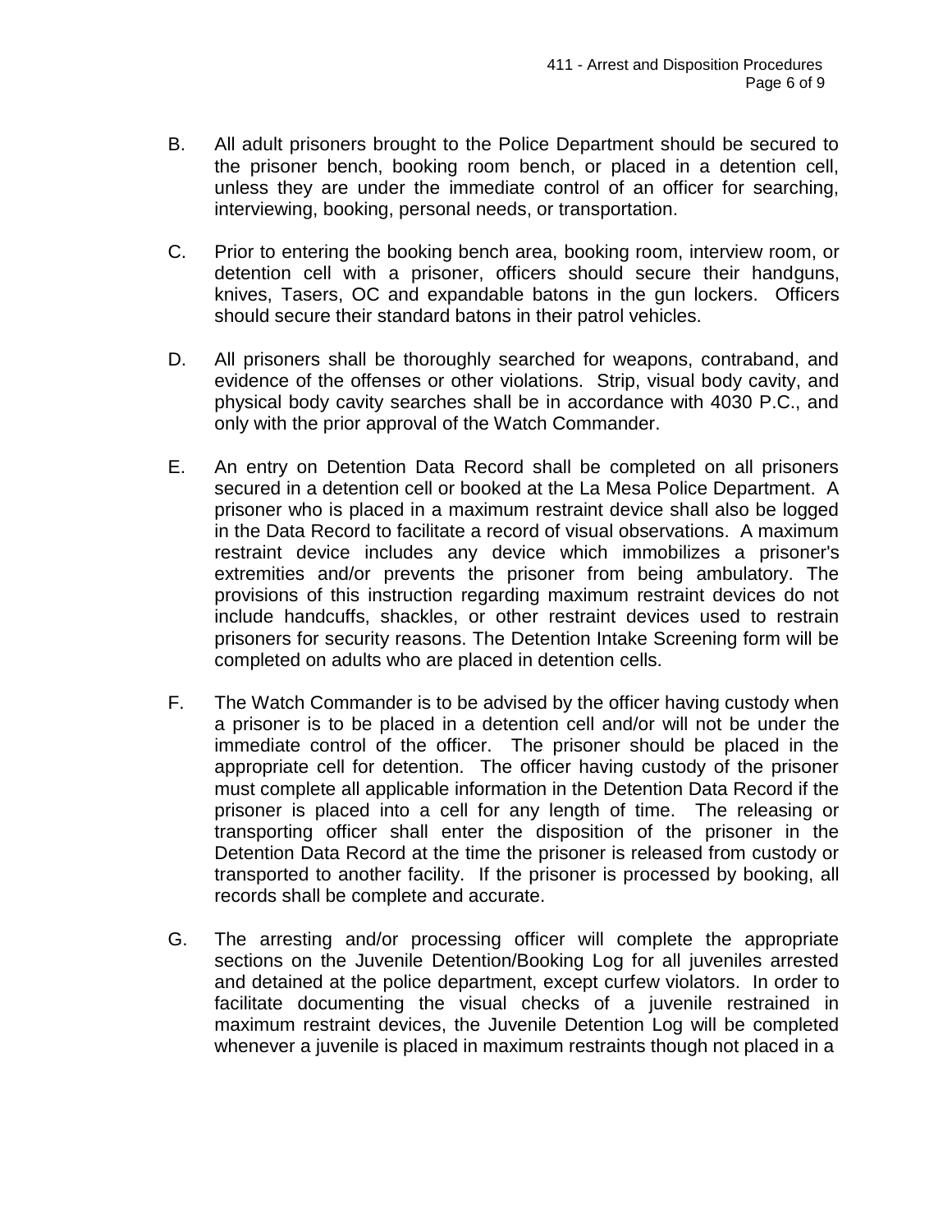B. All adult prisoners brought to the Police Department should be secured to the prisoner bench, booking room bench, or placed in a detention cell, unless they are under the immediate control of an officer for searching, interviewing, booking, personal needs, or transportation.

C. Prior to entering the booking bench area, booking room, interview room, or detention cell with a prisoner, officers should secure their handguns, knives, Tasers, OC and expandable batons in the gun lockers. Officers should secure their standard batons in their patrol vehicles.

D. All prisoners shall be thoroughly searched for weapons, contraband, and evidence of the offenses or other violations. Strip, visual body cavity, and physical body cavity searches shall be in accordance with 4030 P.C., and only with the prior approval of the Watch Commander.

E. An entry on Detention Data Record shall be completed on all prisoners secured in a detention cell or booked at the La Mesa Police Department. A prisoner who is placed in a maximum restraint device shall also be logged in the Data Record to facilitate a record of visual observations. A maximum restraint device includes any device which immobilizes a prisoner's extremities and/or prevents the prisoner from being ambulatory. The provisions of this instruction regarding maximum restraint devices do not include handcuffs, shackles, or other restraint devices used to restrain prisoners for security reasons. The Detention Intake Screening form will be completed on adults who are placed in detention cells.

F. The Watch Commander is to be advised by the officer having custody when a prisoner is to be placed in a detention cell and/or will not be under the immediate control of the officer. The prisoner should be placed in the appropriate cell for detention. The officer having custody of the prisoner must complete all applicable information in the Detention Data Record if the prisoner is placed into a cell for any length of time. The releasing or transporting officer shall enter the disposition of the prisoner in the Detention Data Record at the time the prisoner is released from custody or transported to another facility. If the prisoner is processed by booking, all records shall be complete and accurate.

G. The arresting and/or processing officer will complete the appropriate sections on the Juvenile Detention/Booking Log for all juveniles arrested and detained at the police department, except curfew violators. In order to facilitate documenting the visual checks of a juvenile restrained in maximum restraint devices, the Juvenile Detention Log will be completed whenever a juvenile is placed in maximum restraints though not placed in a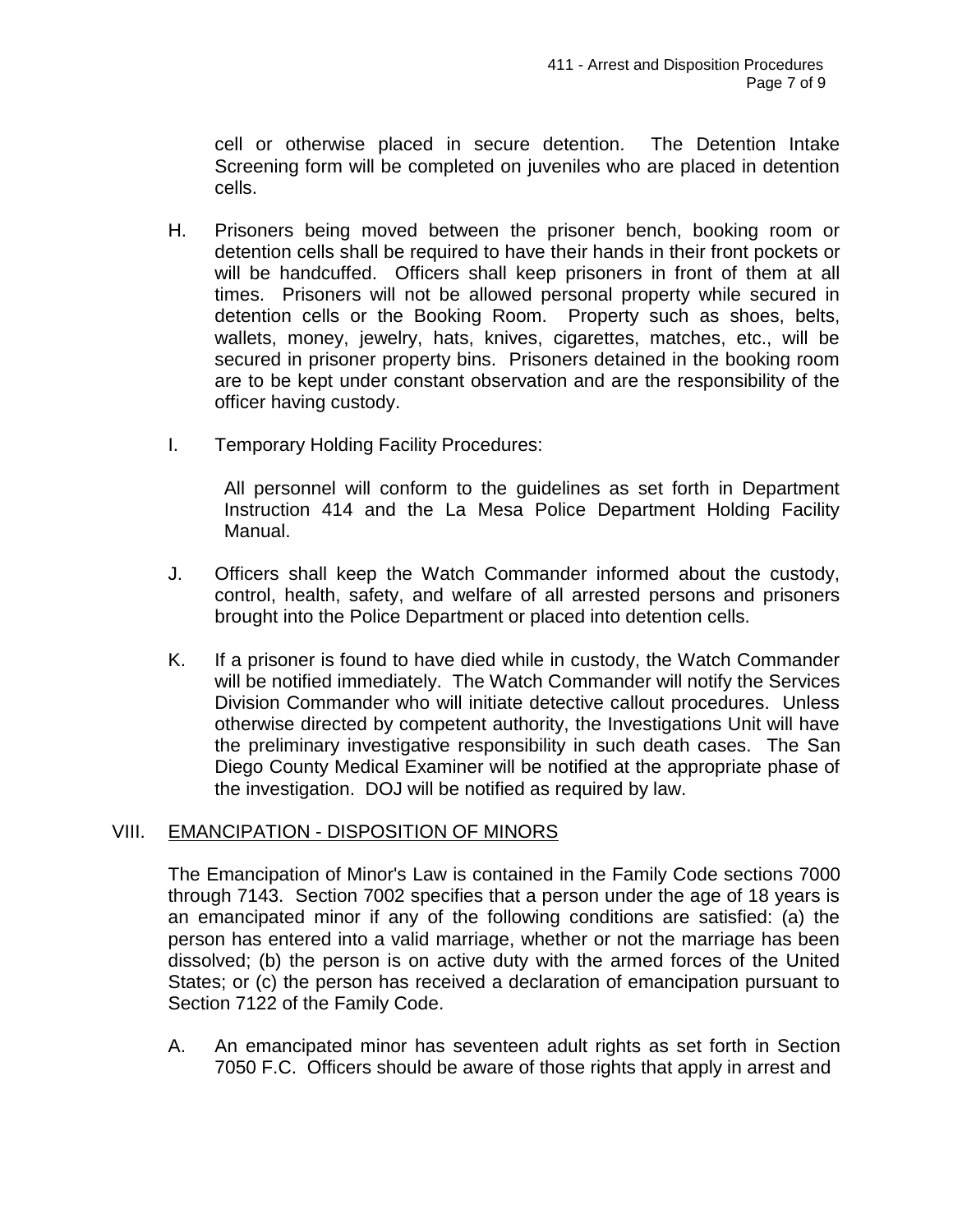cell or otherwise placed in secure detention. The Detention Intake Screening form will be completed on juveniles who are placed in detention cells.

H. Prisoners being moved between the prisoner bench, booking room or detention cells shall be required to have their hands in their front pockets or will be handcuffed. Officers shall keep prisoners in front of them at all times. Prisoners will not be allowed personal property while secured in detention cells or the Booking Room. Property such as shoes, belts, wallets, money, jewelry, hats, knives, cigarettes, matches, etc., will be secured in prisoner property bins. Prisoners detained in the booking room are to be kept under constant observation and are the responsibility of the officer having custody.

I. Temporary Holding Facility Procedures:

   All personnel will conform to the guidelines as set forth in Department Instruction 414 and the La Mesa Police Department Holding Facility Manual.

J. Officers shall keep the Watch Commander informed about the custody, control, health, safety, and welfare of all arrested persons and prisoners brought into the Police Department or placed into detention cells.

K. If a prisoner is found to have died while in custody, the Watch Commander will be notified immediately. The Watch Commander will notify the Services Division Commander who will initiate detective callout procedures. Unless otherwise directed by competent authority, the Investigations Unit will have the preliminary investigative responsibility in such death cases. The San Diego County Medical Examiner will be notified at the appropriate phase of the investigation. DOJ will be notified as required by law.

## VIII. EMANCIPATION - DISPOSITION OF MINORS

The Emancipation of Minor's Law is contained in the Family Code sections 7000 through 7143. Section 7002 specifies that a person under the age of 18 years is an emancipated minor if any of the following conditions are satisfied: (a) the person has entered into a valid marriage, whether or not the marriage has been dissolved; (b) the person is on active duty with the armed forces of the United States; or (c) the person has received a declaration of emancipation pursuant to Section 7122 of the Family Code.

A. An emancipated minor has seventeen adult rights as set forth in Section 7050 F.C. Officers should be aware of those rights that apply in arrest and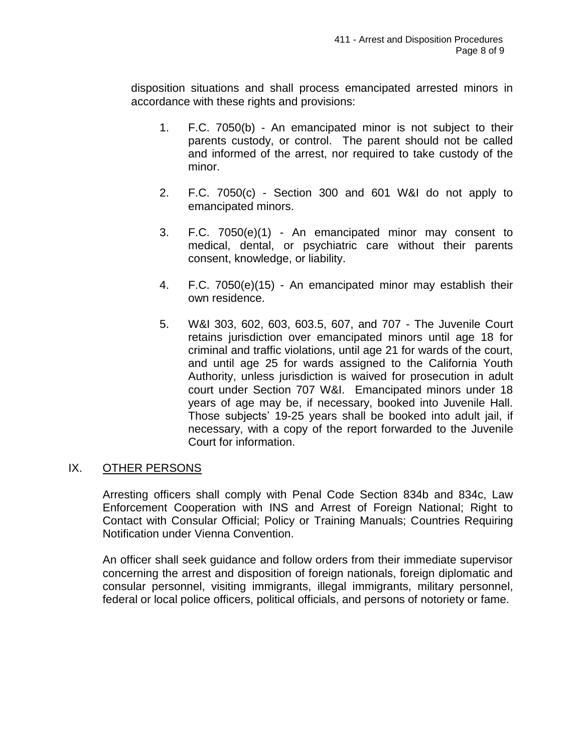disposition situations and shall process emancipated arrested minors in accordance with these rights and provisions:

1. F.C. 7050(b) - An emancipated minor is not subject to their parents custody, or control. The parent should not be called and informed of the arrest, nor required to take custody of the minor.

2. F.C. 7050(c) - Section 300 and 601 W&I do not apply to emancipated minors.

3. F.C. 7050(e)(1) - An emancipated minor may consent to medical, dental, or psychiatric care without their parents consent, knowledge, or liability.

4. F.C. 7050(e)(15) - An emancipated minor may establish their own residence.

5. W&I 303, 602, 603, 603.5, 607, and 707 - The Juvenile Court retains jurisdiction over emancipated minors until age 18 for criminal and traffic violations, until age 21 for wards of the court, and until age 25 for wards assigned to the California Youth Authority, unless jurisdiction is waived for prosecution in adult court under Section 707 W&I. Emancipated minors under 18 years of age may be, if necessary, booked into Juvenile Hall. Those subjects' 19-25 years shall be booked into adult jail, if necessary, with a copy of the report forwarded to the Juvenile Court for information.

## IX. OTHER PERSONS

Arresting officers shall comply with Penal Code Section 834b and 834c, Law Enforcement Cooperation with INS and Arrest of Foreign National; Right to Contact with Consular Official; Policy or Training Manuals; Countries Requiring Notification under Vienna Convention.

An officer shall seek guidance and follow orders from their immediate supervisor concerning the arrest and disposition of foreign nationals, foreign diplomatic and consular personnel, visiting immigrants, illegal immigrants, military personnel, federal or local police officers, political officials, and persons of notoriety or fame.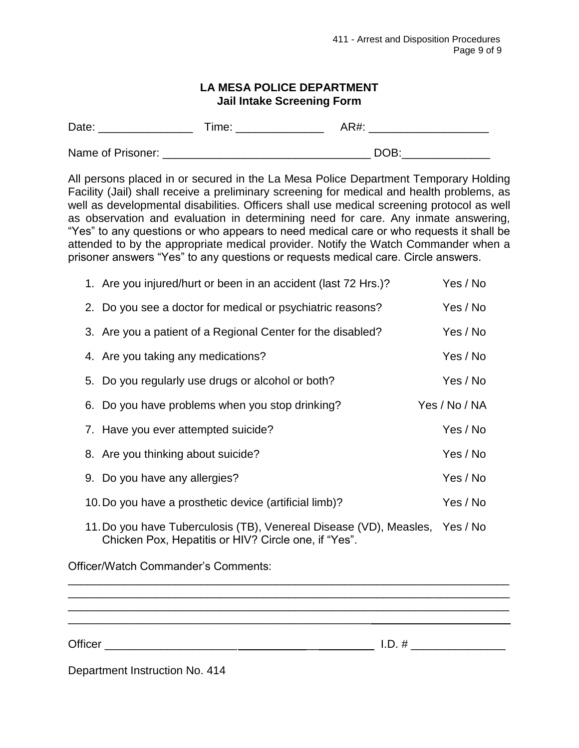**LA MESA POLICE DEPARTMENT**
**Jail Intake Screening Form**

Date: _______________ Time: ______________ AR#: ___________________

Name of Prisoner: ________________________________ DOB:______________

All persons placed in or secured in the La Mesa Police Department Temporary Holding Facility (Jail) shall receive a preliminary screening for medical and health problems, as well as developmental disabilities. Officers shall use medical screening protocol as well as observation and evaluation in determining need for care. Any inmate answering, "Yes" to any questions or who appears to need medical care or who requests it shall be attended to by the appropriate medical provider. Notify the Watch Commander when a prisoner answers "Yes" to any questions or requests medical care. Circle answers.

| | |
|---|---|
| 1. Are you injured/hurt or been in an accident (last 72 Hrs.)? | Yes / No |
| 2. Do you see a doctor for medical or psychiatric reasons? | Yes / No |
| 3. Are you a patient of a Regional Center for the disabled? | Yes / No |
| 4. Are you taking any medications? | Yes / No |
| 5. Do you regularly use drugs or alcohol or both? | Yes / No |
| 6. Do you have problems when you stop drinking? | Yes / No / NA |
| 7. Have you ever attempted suicide? | Yes / No |
| 8. Are you thinking about suicide? | Yes / No |
| 9. Do you have any allergies? | Yes / No |
| 10. Do you have a prosthetic device (artificial limb)? | Yes / No |
| 11. Do you have Tuberculosis (TB), Venereal Disease (VD), Measles, Chicken Pox, Hepatitis or HIV? Circle one, if "Yes". | Yes / No |

Officer/Watch Commander's Comments:

_______________________________________________________________________
_______________________________________________________________________
_______________________________________________________________________
_______________________________________________________________________

Officer ________________________________________ I.D. # _______________

Department Instruction No. 414